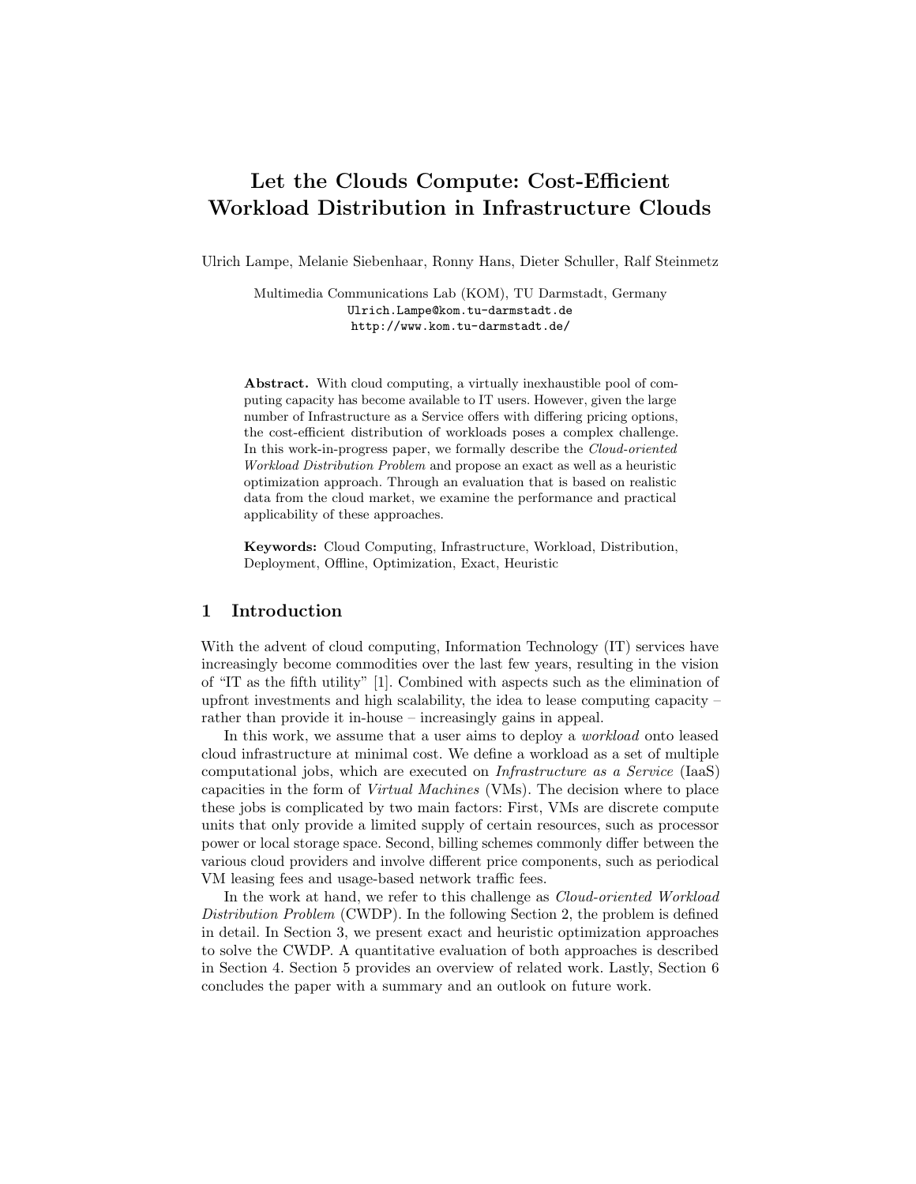# Let the Clouds Compute: Cost-Efficient Workload Distribution in Infrastructure Clouds

Ulrich Lampe, Melanie Siebenhaar, Ronny Hans, Dieter Schuller, Ralf Steinmetz

Multimedia Communications Lab (KOM), TU Darmstadt, Germany
Ulrich.Lampe@kom.tu-darmstadt.de
http://www.kom.tu-darmstadt.de/

**Abstract.** With cloud computing, a virtually inexhaustible pool of computing capacity has become available to IT users. However, given the large number of Infrastructure as a Service offers with differing pricing options, the cost-efficient distribution of workloads poses a complex challenge. In this work-in-progress paper, we formally describe the *Cloud-oriented Workload Distribution Problem* and propose an exact as well as a heuristic optimization approach. Through an evaluation that is based on realistic data from the cloud market, we examine the performance and practical applicability of these approaches.

**Keywords:** Cloud Computing, Infrastructure, Workload, Distribution, Deployment, Offline, Optimization, Exact, Heuristic

## 1 Introduction

With the advent of cloud computing, Information Technology (IT) services have increasingly become commodities over the last few years, resulting in the vision of "IT as the fifth utility" [1]. Combined with aspects such as the elimination of upfront investments and high scalability, the idea to lease computing capacity – rather than provide it in-house – increasingly gains in appeal.

In this work, we assume that a user aims to deploy a *workload* onto leased cloud infrastructure at minimal cost. We define a workload as a set of multiple computational jobs, which are executed on *Infrastructure as a Service* (IaaS) capacities in the form of *Virtual Machines* (VMs). The decision where to place these jobs is complicated by two main factors: First, VMs are discrete compute units that only provide a limited supply of certain resources, such as processor power or local storage space. Second, billing schemes commonly differ between the various cloud providers and involve different price components, such as periodical VM leasing fees and usage-based network traffic fees.

In the work at hand, we refer to this challenge as *Cloud-oriented Workload Distribution Problem* (CWDP). In the following Section 2, the problem is defined in detail. In Section 3, we present exact and heuristic optimization approaches to solve the CWDP. A quantitative evaluation of both approaches is described in Section 4. Section 5 provides an overview of related work. Lastly, Section 6 concludes the paper with a summary and an outlook on future work.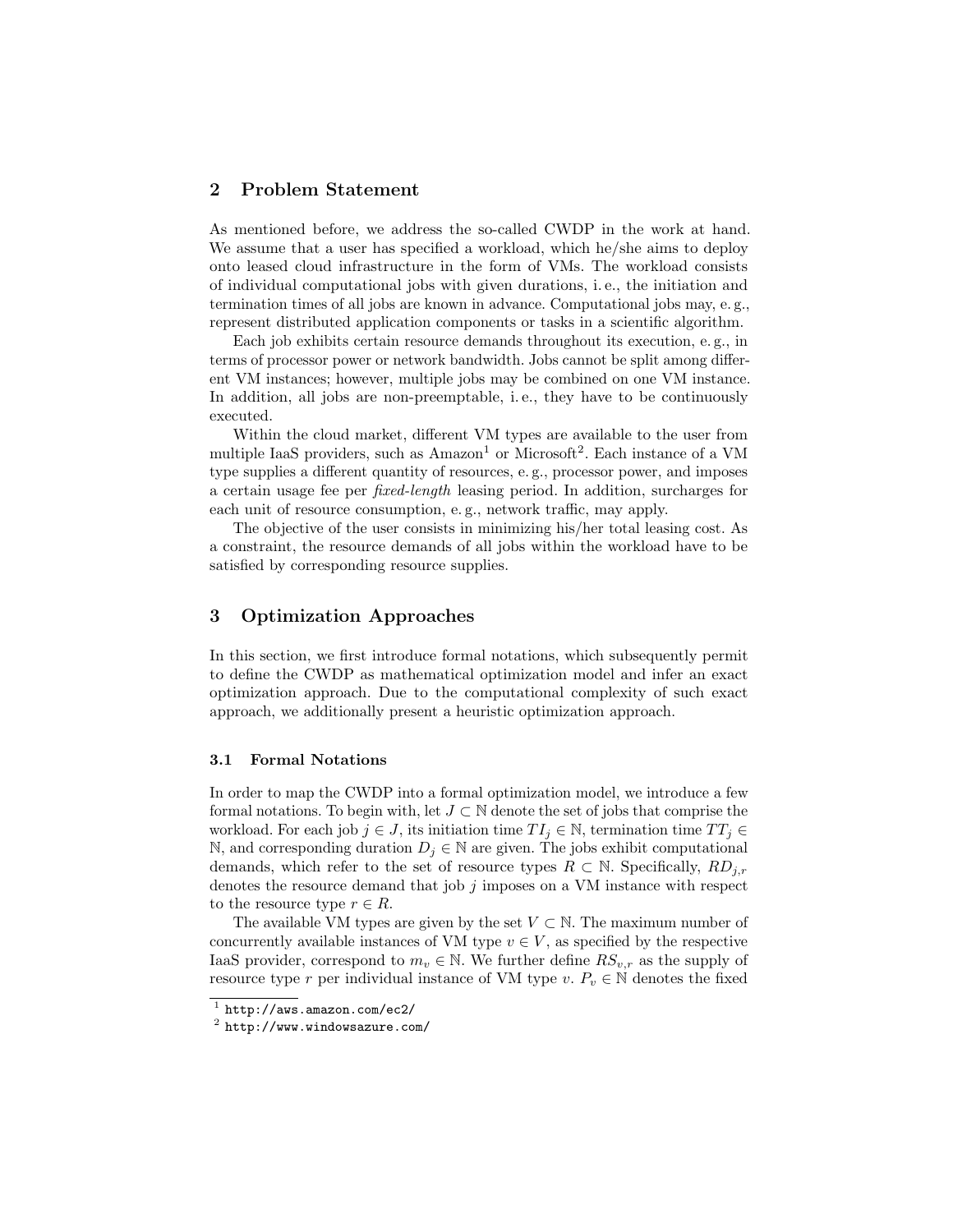## 2 Problem Statement

As mentioned before, we address the so-called CWDP in the work at hand. We assume that a user has specified a workload, which he/she aims to deploy onto leased cloud infrastructure in the form of VMs. The workload consists of individual computational jobs with given durations, i. e., the initiation and termination times of all jobs are known in advance. Computational jobs may, e. g., represent distributed application components or tasks in a scientific algorithm.

Each job exhibits certain resource demands throughout its execution, e. g., in terms of processor power or network bandwidth. Jobs cannot be split among different VM instances; however, multiple jobs may be combined on one VM instance. In addition, all jobs are non-preemptable, i. e., they have to be continuously executed.

Within the cloud market, different VM types are available to the user from multiple IaaS providers, such as Amazon[1] or Microsoft[2]. Each instance of a VM type supplies a different quantity of resources, e. g., processor power, and imposes a certain usage fee per *fixed-length* leasing period. In addition, surcharges for each unit of resource consumption, e. g., network traffic, may apply.

The objective of the user consists in minimizing his/her total leasing cost. As a constraint, the resource demands of all jobs within the workload have to be satisfied by corresponding resource supplies.

## 3 Optimization Approaches

In this section, we first introduce formal notations, which subsequently permit to define the CWDP as mathematical optimization model and infer an exact optimization approach. Due to the computational complexity of such exact approach, we additionally present a heuristic optimization approach.

### 3.1 Formal Notations

In order to map the CWDP into a formal optimization model, we introduce a few formal notations. To begin with, let $J \subset \mathbb{N}$ denote the set of jobs that comprise the workload. For each job $j \in J$, its initiation time $TI_j \in \mathbb{N}$, termination time $TT_j \in \mathbb{N}$, and corresponding duration $D_j \in \mathbb{N}$ are given. The jobs exhibit computational demands, which refer to the set of resource types $R \subset \mathbb{N}$. Specifically, $RD_{j,r}$ denotes the resource demand that job $j$ imposes on a VM instance with respect to the resource type $r \in R$.

The available VM types are given by the set $V \subset \mathbb{N}$. The maximum number of concurrently available instances of VM type $v \in V$, as specified by the respective IaaS provider, correspond to $m_v \in \mathbb{N}$. We further define $RS_{v,r}$ as the supply of resource type $r$ per individual instance of VM type $v$. $P_v \in \mathbb{N}$ denotes the fixed

[1] http://aws.amazon.com/ec2/

[2] http://www.windowsazure.com/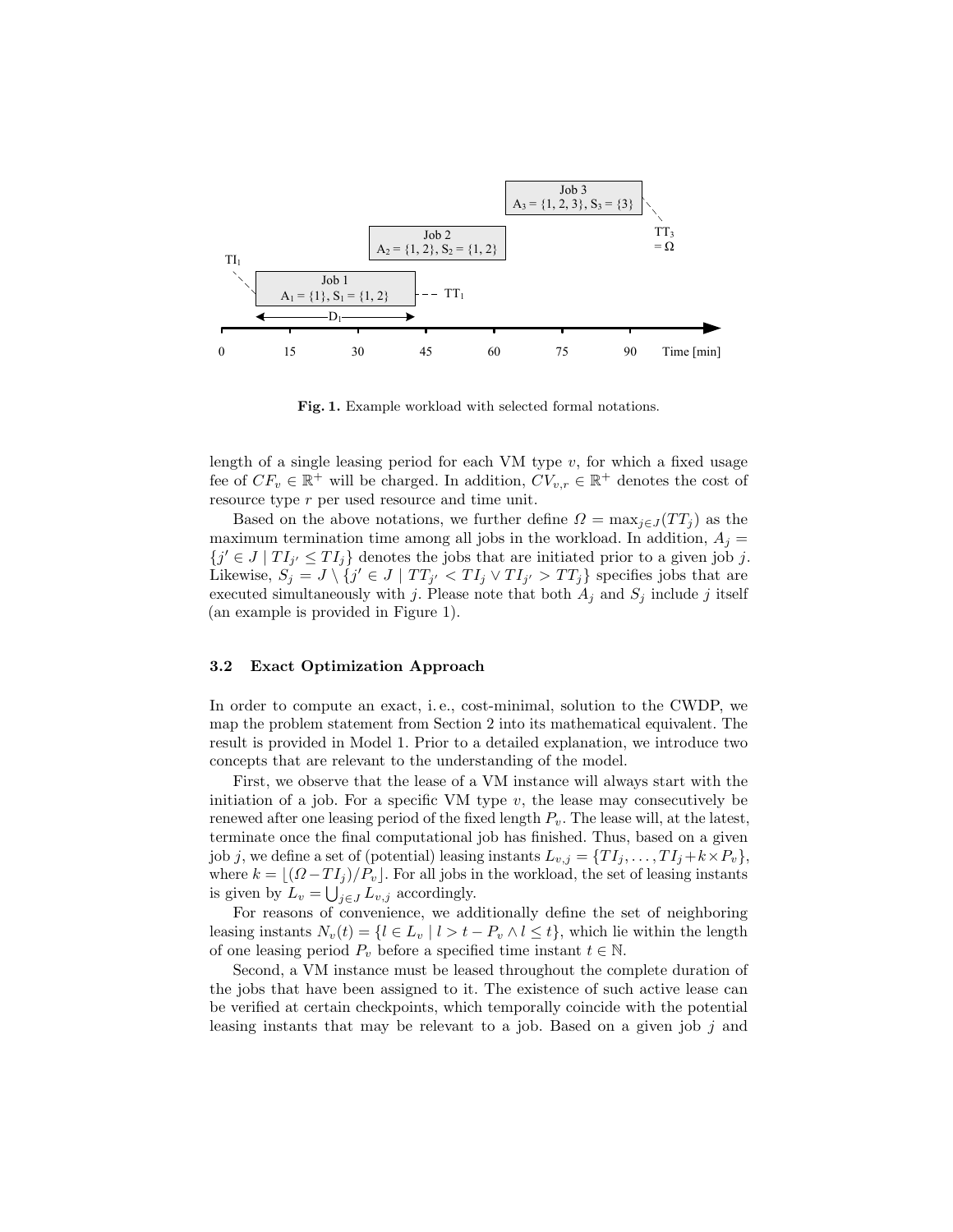Fig. 1. Example workload with selected formal notations.

length of a single leasing period for each VM type $v$, for which a fixed usage fee of $CF_v \in \mathbb{R}^+$ will be charged. In addition, $CV_{v,r} \in \mathbb{R}^+$ denotes the cost of resource type $r$ per used resource and time unit.

Based on the above notations, we further define $\Omega = \max_{j \in J}(TT_j)$ as the maximum termination time among all jobs in the workload. In addition, $A_j = \{j' \in J \mid TI_{j'} \leq TI_j\}$ denotes the jobs that are initiated prior to a given job $j$. Likewise, $S_j = J \setminus \{j' \in J \mid TT_{j'} < TI_j \vee TI_{j'} > TT_j\}$ specifies jobs that are executed simultaneously with $j$. Please note that both $A_j$ and $S_j$ include $j$ itself (an example is provided in Figure 1).

### 3.2 Exact Optimization Approach

In order to compute an exact, i. e., cost-minimal, solution to the CWDP, we map the problem statement from Section 2 into its mathematical equivalent. The result is provided in Model 1. Prior to a detailed explanation, we introduce two concepts that are relevant to the understanding of the model.

First, we observe that the lease of a VM instance will always start with the initiation of a job. For a specific VM type $v$, the lease may consecutively be renewed after one leasing period of the fixed length $P_v$. The lease will, at the latest, terminate once the final computational job has finished. Thus, based on a given job $j$, we define a set of (potential) leasing instants $L_{v,j} = \{TI_j, \ldots, TI_j + k \times P_v\}$, where $k = \lfloor(\Omega - TI_j)/P_v\rfloor$. For all jobs in the workload, the set of leasing instants is given by $L_v = \bigcup_{j \in J} L_{v,j}$ accordingly.

For reasons of convenience, we additionally define the set of neighboring leasing instants $N_v(t) = \{l \in L_v \mid l > t - P_v \wedge l \leq t\}$, which lie within the length of one leasing period $P_v$ before a specified time instant $t \in \mathbb{N}$.

Second, a VM instance must be leased throughout the complete duration of the jobs that have been assigned to it. The existence of such active lease can be verified at certain checkpoints, which temporally coincide with the potential leasing instants that may be relevant to a job. Based on a given job $j$ and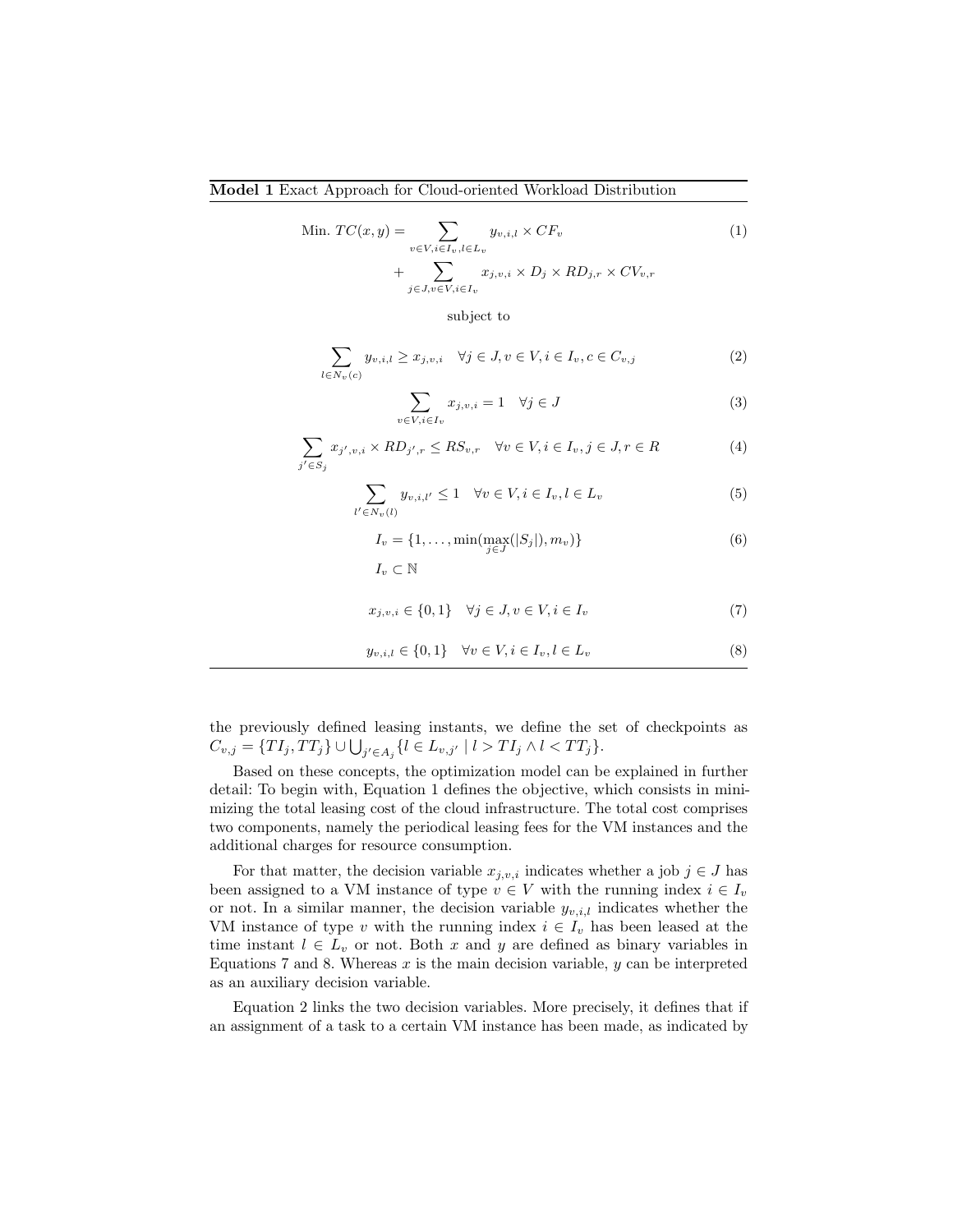**Model 1** Exact Approach for Cloud-oriented Workload Distribution

$$\text{Min. } TC(x,y) = \sum_{v \in V, i \in I_v, l \in L_v} y_{v,i,l} \times CF_v + \sum_{j \in J, v \in V, i \in I_v} x_{j,v,i} \times D_j \times RD_{j,r} \times CV_{v,r} \tag{1}$$

subject to

$$\sum_{l \in N_v(c)} y_{v,i,l} \geq x_{j,v,i} \quad \forall j \in J, v \in V, i \in I_v, c \in C_{v,j} \tag{2}$$

$$\sum_{v \in V, i \in I_v} x_{j,v,i} = 1 \quad \forall j \in J \tag{3}$$

$$\sum_{j' \in S_j} x_{j',v,i} \times RD_{j',r} \leq RS_{v,r} \quad \forall v \in V, i \in I_v, j \in J, r \in R \tag{4}$$

$$\sum_{l' \in N_v(l)} y_{v,i,l'} \leq 1 \quad \forall v \in V, i \in I_v, l \in L_v \tag{5}$$

$$I_v = \{1, \dots, \min(\max_{j \in J}(|S_j|), m_v)\} \tag{6}$$

$$I_v \subset \mathbb{N}$$

$$x_{j,v,i} \in \{0,1\} \quad \forall j \in J, v \in V, i \in I_v \tag{7}$$

$$y_{v,i,l} \in \{0,1\} \quad \forall v \in V, i \in I_v, l \in L_v \tag{8}$$

the previously defined leasing instants, we define the set of checkpoints as $C_{v,j} = \{TI_j, TT_j\} \cup \bigcup_{j' \in A_j} \{l \in L_{v,j'} \mid l > TI_j \land l < TT_j\}$.

Based on these concepts, the optimization model can be explained in further detail: To begin with, Equation 1 defines the objective, which consists in minimizing the total leasing cost of the cloud infrastructure. The total cost comprises two components, namely the periodical leasing fees for the VM instances and the additional charges for resource consumption.

For that matter, the decision variable $x_{j,v,i}$ indicates whether a job $j \in J$ has been assigned to a VM instance of type $v \in V$ with the running index $i \in I_v$ or not. In a similar manner, the decision variable $y_{v,i,l}$ indicates whether the VM instance of type $v$ with the running index $i \in I_v$ has been leased at the time instant $l \in L_v$ or not. Both $x$ and $y$ are defined as binary variables in Equations 7 and 8. Whereas $x$ is the main decision variable, $y$ can be interpreted as an auxiliary decision variable.

Equation 2 links the two decision variables. More precisely, it defines that if an assignment of a task to a certain VM instance has been made, as indicated by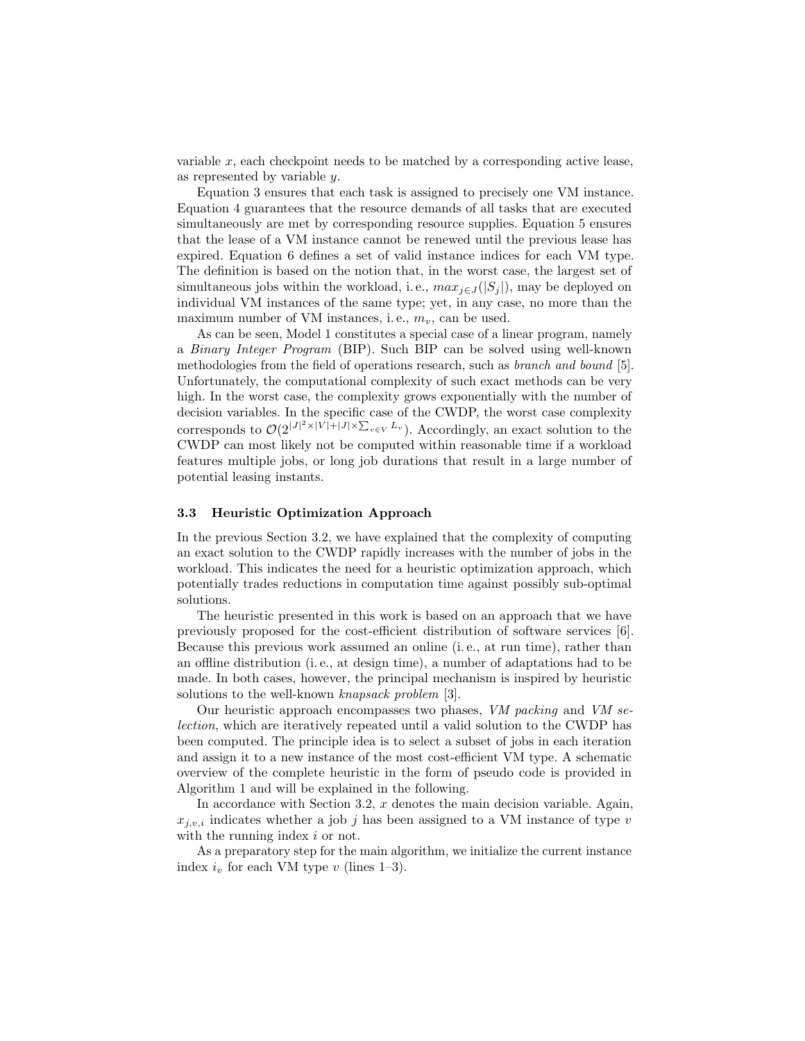variable $x$, each checkpoint needs to be matched by a corresponding active lease, as represented by variable $y$.

Equation 3 ensures that each task is assigned to precisely one VM instance. Equation 4 guarantees that the resource demands of all tasks that are executed simultaneously are met by corresponding resource supplies. Equation 5 ensures that the lease of a VM instance cannot be renewed until the previous lease has expired. Equation 6 defines a set of valid instance indices for each VM type. The definition is based on the notion that, in the worst case, the largest set of simultaneous jobs within the workload, i. e., $max_{j \in J}(|S_j|)$, may be deployed on individual VM instances of the same type; yet, in any case, no more than the maximum number of VM instances, i. e., $m_v$, can be used.

As can be seen, Model 1 constitutes a special case of a linear program, namely a *Binary Integer Program* (BIP). Such BIP can be solved using well-known methodologies from the field of operations research, such as *branch and bound* [5]. Unfortunately, the computational complexity of such exact methods can be very high. In the worst case, the complexity grows exponentially with the number of decision variables. In the specific case of the CWDP, the worst case complexity corresponds to $\mathcal{O}(2^{|J|^2 \times |V| + |J| \times \sum_{v \in V} L_v})$. Accordingly, an exact solution to the CWDP can most likely not be computed within reasonable time if a workload features multiple jobs, or long job durations that result in a large number of potential leasing instants.

### 3.3 Heuristic Optimization Approach

In the previous Section 3.2, we have explained that the complexity of computing an exact solution to the CWDP rapidly increases with the number of jobs in the workload. This indicates the need for a heuristic optimization approach, which potentially trades reductions in computation time against possibly sub-optimal solutions.

The heuristic presented in this work is based on an approach that we have previously proposed for the cost-efficient distribution of software services [6]. Because this previous work assumed an online (i. e., at run time), rather than an offline distribution (i. e., at design time), a number of adaptations had to be made. In both cases, however, the principal mechanism is inspired by heuristic solutions to the well-known *knapsack problem* [3].

Our heuristic approach encompasses two phases, *VM packing* and *VM selection*, which are iteratively repeated until a valid solution to the CWDP has been computed. The principle idea is to select a subset of jobs in each iteration and assign it to a new instance of the most cost-efficient VM type. A schematic overview of the complete heuristic in the form of pseudo code is provided in Algorithm 1 and will be explained in the following.

In accordance with Section 3.2, $x$ denotes the main decision variable. Again, $x_{j,v,i}$ indicates whether a job $j$ has been assigned to a VM instance of type $v$ with the running index $i$ or not.

As a preparatory step for the main algorithm, we initialize the current instance index $i_v$ for each VM type $v$ (lines 1–3).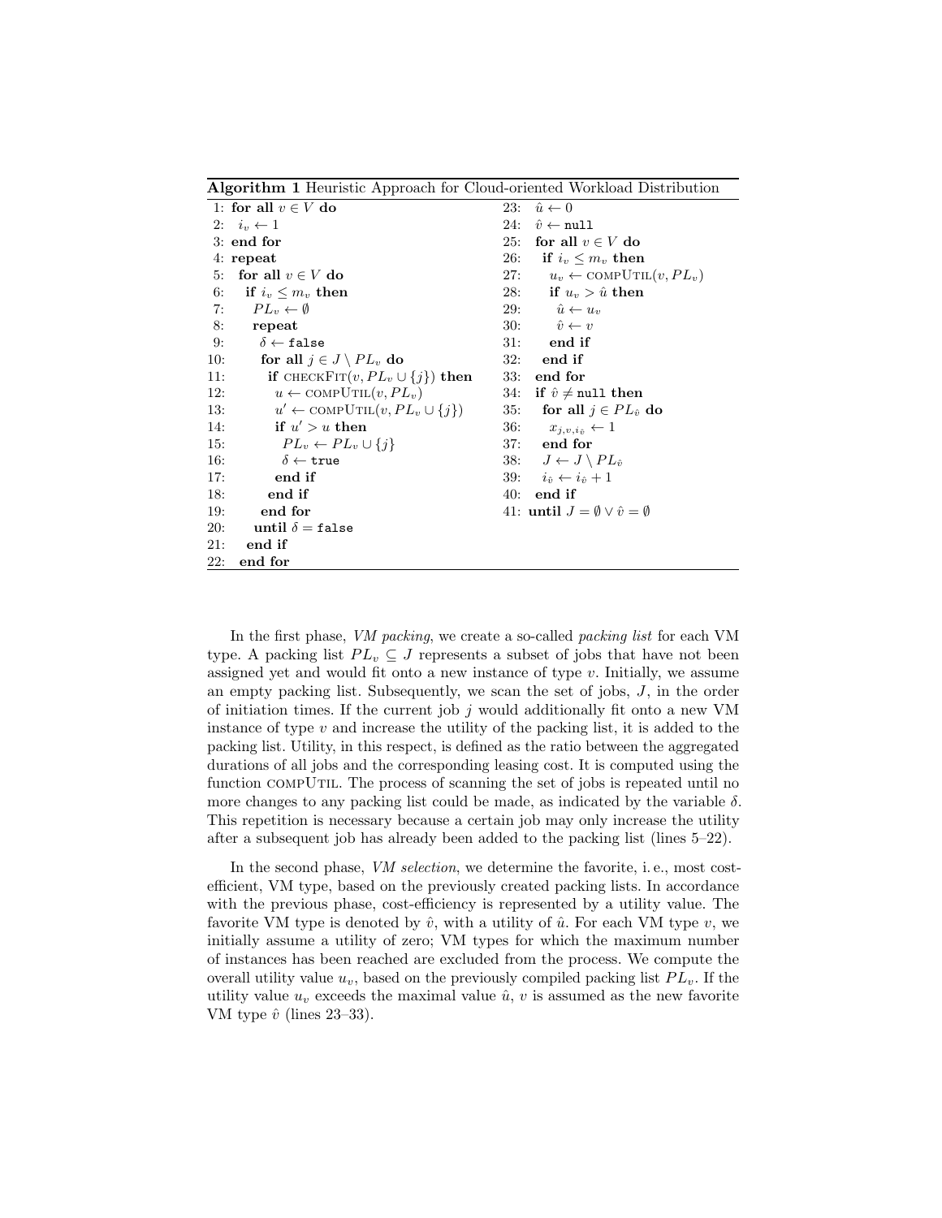**Algorithm 1** Heuristic Approach for Cloud-oriented Workload Distribution

```
 1: for all v ∈ V do
 2:   i_v ← 1
 3: end for
 4: repeat
 5:   for all v ∈ V do
 6:     if i_v ≤ m_v then
 7:       PL_v ← ∅
 8:       repeat
 9:         δ ← false
10:         for all j ∈ J \ PL_v do
11:           if checkFit(v, PL_v ∪ {j}) then
12:             u ← compUtil(v, PL_v)
13:             u' ← compUtil(v, PL_v ∪ {j})
14:             if u' > u then
15:               PL_v ← PL_v ∪ {j}
16:               δ ← true
17:             end if
18:           end if
19:         end for
20:       until δ = false
21:     end if
22:   end for
23:   û ← 0
24:   v̂ ← null
25:   for all v ∈ V do
26:     if i_v ≤ m_v then
27:       u_v ← compUtil(v, PL_v)
28:       if u_v > û then
29:         û ← u_v
30:         v̂ ← v
31:       end if
32:     end if
33:   end for
34:   if v̂ ≠ null then
35:     for all j ∈ PL_v̂ do
36:       x_{j,v̂,i_v̂} ← 1
37:     end for
38:     J ← J \ PL_v̂
39:     i_v̂ ← i_v̂ + 1
40:   end if
41: until J = ∅ ∨ v̂ = ∅
```

In the first phase, *VM packing*, we create a so-called *packing list* for each VM type. A packing list $PL_v \subseteq J$ represents a subset of jobs that have not been assigned yet and would fit onto a new instance of type $v$. Initially, we assume an empty packing list. Subsequently, we scan the set of jobs, $J$, in the order of initiation times. If the current job $j$ would additionally fit onto a new VM instance of type $v$ and increase the utility of the packing list, it is added to the packing list. Utility, in this respect, is defined as the ratio between the aggregated durations of all jobs and the corresponding leasing cost. It is computed using the function compUtil. The process of scanning the set of jobs is repeated until no more changes to any packing list could be made, as indicated by the variable $\delta$. This repetition is necessary because a certain job may only increase the utility after a subsequent job has already been added to the packing list (lines 5–22).

In the second phase, *VM selection*, we determine the favorite, i. e., most cost-efficient, VM type, based on the previously created packing lists. In accordance with the previous phase, cost-efficiency is represented by a utility value. The favorite VM type is denoted by $\hat{v}$, with a utility of $\hat{u}$. For each VM type $v$, we initially assume a utility of zero; VM types for which the maximum number of instances has been reached are excluded from the process. We compute the overall utility value $u_v$, based on the previously compiled packing list $PL_v$. If the utility value $u_v$ exceeds the maximal value $\hat{u}$, $v$ is assumed as the new favorite VM type $\hat{v}$ (lines 23–33).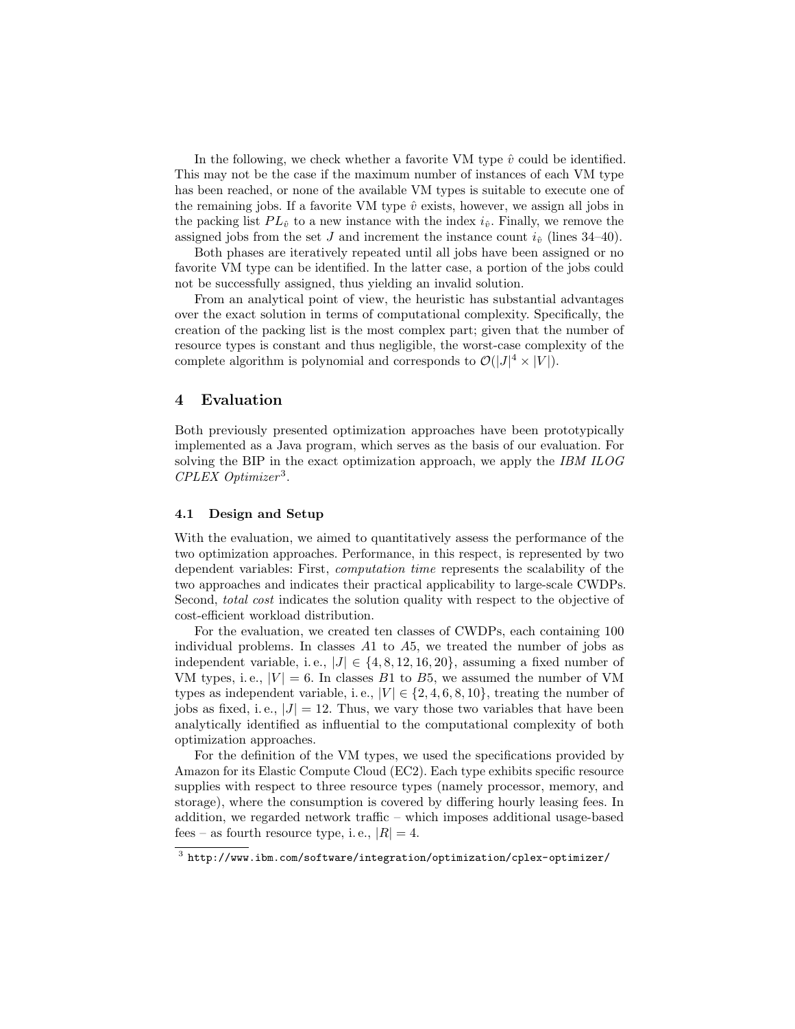In the following, we check whether a favorite VM type $\hat{v}$ could be identified. This may not be the case if the maximum number of instances of each VM type has been reached, or none of the available VM types is suitable to execute one of the remaining jobs. If a favorite VM type $\hat{v}$ exists, however, we assign all jobs in the packing list $PL_{\hat{v}}$ to a new instance with the index $i_{\hat{v}}$. Finally, we remove the assigned jobs from the set $J$ and increment the instance count $i_{\hat{v}}$ (lines 34–40).

Both phases are iteratively repeated until all jobs have been assigned or no favorite VM type can be identified. In the latter case, a portion of the jobs could not be successfully assigned, thus yielding an invalid solution.

From an analytical point of view, the heuristic has substantial advantages over the exact solution in terms of computational complexity. Specifically, the creation of the packing list is the most complex part; given that the number of resource types is constant and thus negligible, the worst-case complexity of the complete algorithm is polynomial and corresponds to $\mathcal{O}(|J|^4 \times |V|)$.

## 4 Evaluation

Both previously presented optimization approaches have been prototypically implemented as a Java program, which serves as the basis of our evaluation. For solving the BIP in the exact optimization approach, we apply the *IBM ILOG CPLEX Optimizer*[3].

### 4.1 Design and Setup

With the evaluation, we aimed to quantitatively assess the performance of the two optimization approaches. Performance, in this respect, is represented by two dependent variables: First, *computation time* represents the scalability of the two approaches and indicates their practical applicability to large-scale CWDPs. Second, *total cost* indicates the solution quality with respect to the objective of cost-efficient workload distribution.

For the evaluation, we created ten classes of CWDPs, each containing 100 individual problems. In classes $A1$ to $A5$, we treated the number of jobs as independent variable, i. e., $|J| \in \{4, 8, 12, 16, 20\}$, assuming a fixed number of VM types, i. e., $|V| = 6$. In classes $B1$ to $B5$, we assumed the number of VM types as independent variable, i. e., $|V| \in \{2, 4, 6, 8, 10\}$, treating the number of jobs as fixed, i. e., $|J| = 12$. Thus, we vary those two variables that have been analytically identified as influential to the computational complexity of both optimization approaches.

For the definition of the VM types, we used the specifications provided by Amazon for its Elastic Compute Cloud (EC2). Each type exhibits specific resource supplies with respect to three resource types (namely processor, memory, and storage), where the consumption is covered by differing hourly leasing fees. In addition, we regarded network traffic – which imposes additional usage-based fees – as fourth resource type, i. e., $|R| = 4$.

[3] http://www.ibm.com/software/integration/optimization/cplex-optimizer/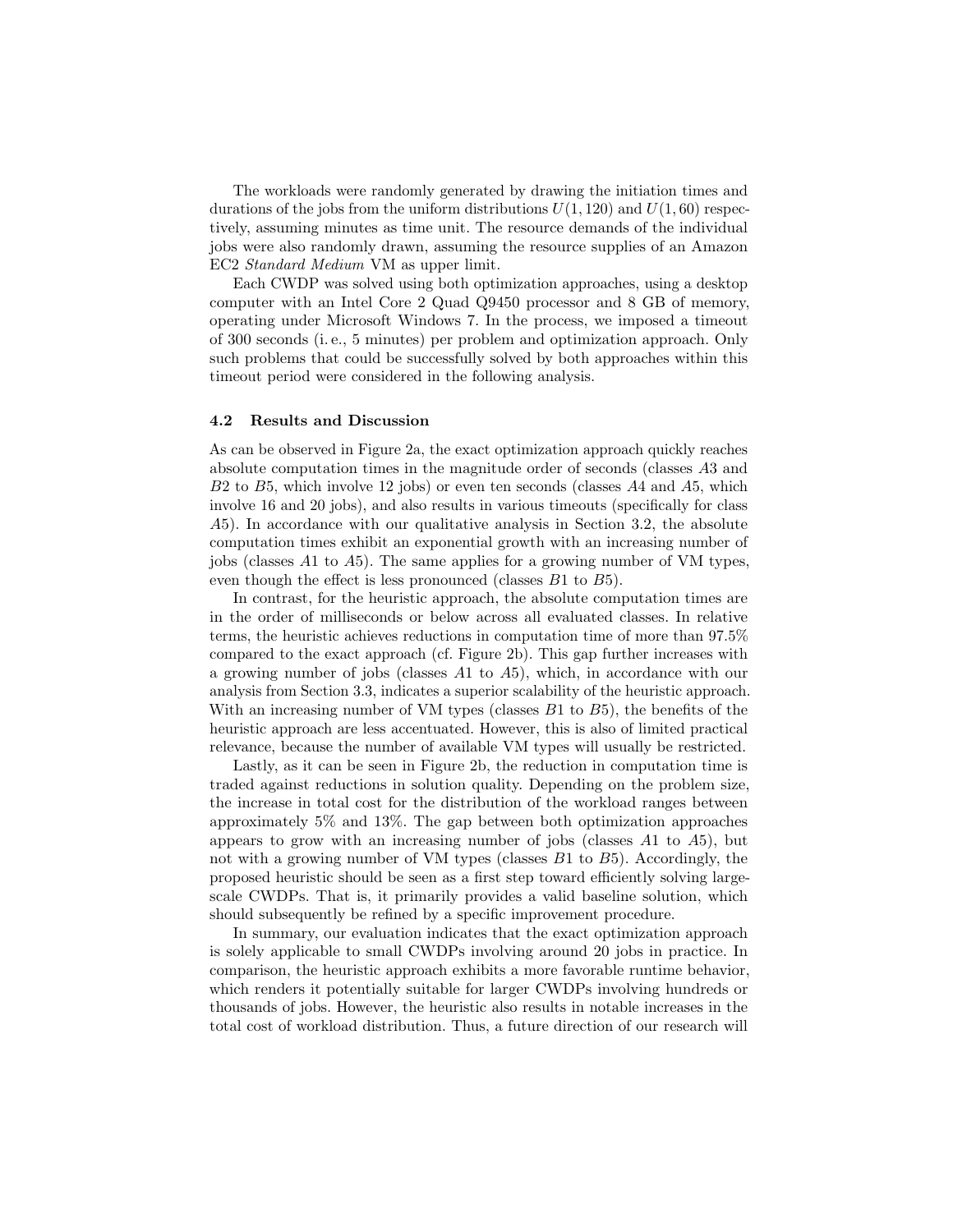The workloads were randomly generated by drawing the initiation times and durations of the jobs from the uniform distributions $U(1, 120)$ and $U(1, 60)$ respectively, assuming minutes as time unit. The resource demands of the individual jobs were also randomly drawn, assuming the resource supplies of an Amazon EC2 *Standard Medium* VM as upper limit.

Each CWDP was solved using both optimization approaches, using a desktop computer with an Intel Core 2 Quad Q9450 processor and 8 GB of memory, operating under Microsoft Windows 7. In the process, we imposed a timeout of 300 seconds (i. e., 5 minutes) per problem and optimization approach. Only such problems that could be successfully solved by both approaches within this timeout period were considered in the following analysis.

### 4.2 Results and Discussion

As can be observed in Figure 2a, the exact optimization approach quickly reaches absolute computation times in the magnitude order of seconds (classes $A3$ and $B2$ to $B5$, which involve 12 jobs) or even ten seconds (classes $A4$ and $A5$, which involve 16 and 20 jobs), and also results in various timeouts (specifically for class $A5$). In accordance with our qualitative analysis in Section 3.2, the absolute computation times exhibit an exponential growth with an increasing number of jobs (classes $A1$ to $A5$). The same applies for a growing number of VM types, even though the effect is less pronounced (classes $B1$ to $B5$).

In contrast, for the heuristic approach, the absolute computation times are in the order of milliseconds or below across all evaluated classes. In relative terms, the heuristic achieves reductions in computation time of more than 97.5% compared to the exact approach (cf. Figure 2b). This gap further increases with a growing number of jobs (classes $A1$ to $A5$), which, in accordance with our analysis from Section 3.3, indicates a superior scalability of the heuristic approach. With an increasing number of VM types (classes $B1$ to $B5$), the benefits of the heuristic approach are less accentuated. However, this is also of limited practical relevance, because the number of available VM types will usually be restricted.

Lastly, as it can be seen in Figure 2b, the reduction in computation time is traded against reductions in solution quality. Depending on the problem size, the increase in total cost for the distribution of the workload ranges between approximately 5% and 13%. The gap between both optimization approaches appears to grow with an increasing number of jobs (classes $A1$ to $A5$), but not with a growing number of VM types (classes $B1$ to $B5$). Accordingly, the proposed heuristic should be seen as a first step toward efficiently solving large-scale CWDPs. That is, it primarily provides a valid baseline solution, which should subsequently be refined by a specific improvement procedure.

In summary, our evaluation indicates that the exact optimization approach is solely applicable to small CWDPs involving around 20 jobs in practice. In comparison, the heuristic approach exhibits a more favorable runtime behavior, which renders it potentially suitable for larger CWDPs involving hundreds or thousands of jobs. However, the heuristic also results in notable increases in the total cost of workload distribution. Thus, a future direction of our research will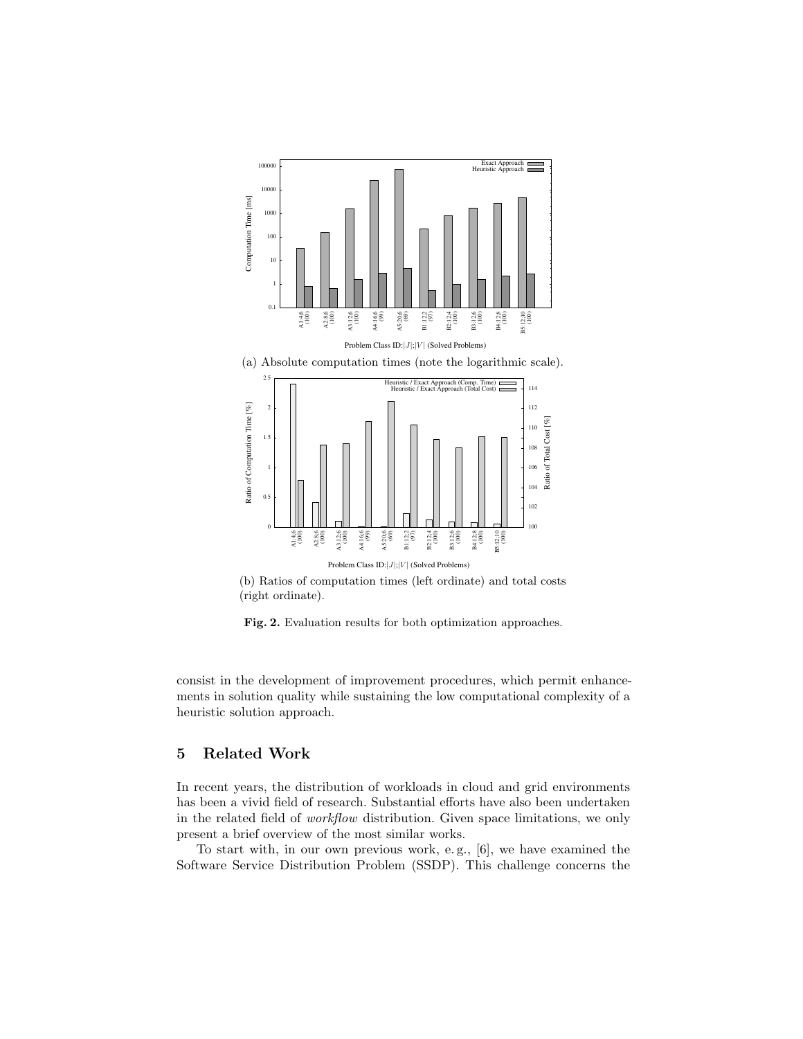(a) Absolute computation times (note the logarithmic scale).

(b) Ratios of computation times (left ordinate) and total costs (right ordinate).

**Fig. 2.** Evaluation results for both optimization approaches.

consist in the development of improvement procedures, which permit enhancements in solution quality while sustaining the low computational complexity of a heuristic solution approach.

## 5 Related Work

In recent years, the distribution of workloads in cloud and grid environments has been a vivid field of research. Substantial efforts have also been undertaken in the related field of *workflow* distribution. Given space limitations, we only present a brief overview of the most similar works.

To start with, in our own previous work, e. g., [6], we have examined the Software Service Distribution Problem (SSDP). This challenge concerns the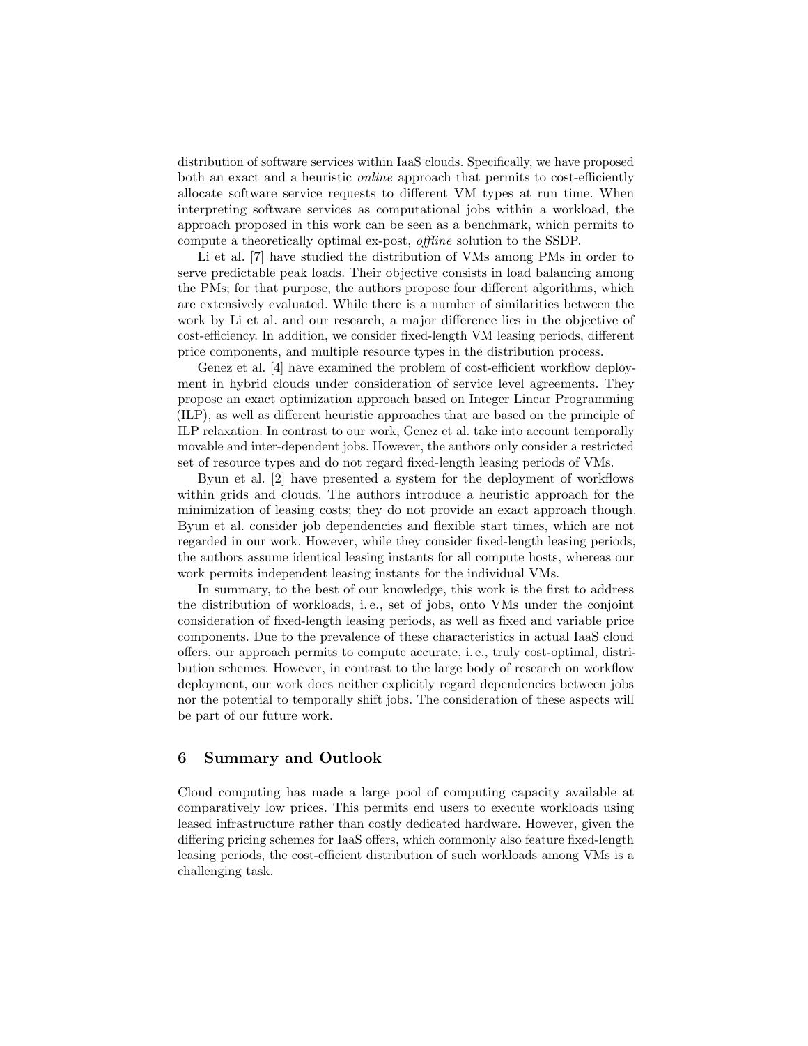distribution of software services within IaaS clouds. Specifically, we have proposed both an exact and a heuristic *online* approach that permits to cost-efficiently allocate software service requests to different VM types at run time. When interpreting software services as computational jobs within a workload, the approach proposed in this work can be seen as a benchmark, which permits to compute a theoretically optimal ex-post, *offline* solution to the SSDP.

Li et al. [7] have studied the distribution of VMs among PMs in order to serve predictable peak loads. Their objective consists in load balancing among the PMs; for that purpose, the authors propose four different algorithms, which are extensively evaluated. While there is a number of similarities between the work by Li et al. and our research, a major difference lies in the objective of cost-efficiency. In addition, we consider fixed-length VM leasing periods, different price components, and multiple resource types in the distribution process.

Genez et al. [4] have examined the problem of cost-efficient workflow deployment in hybrid clouds under consideration of service level agreements. They propose an exact optimization approach based on Integer Linear Programming (ILP), as well as different heuristic approaches that are based on the principle of ILP relaxation. In contrast to our work, Genez et al. take into account temporally movable and inter-dependent jobs. However, the authors only consider a restricted set of resource types and do not regard fixed-length leasing periods of VMs.

Byun et al. [2] have presented a system for the deployment of workflows within grids and clouds. The authors introduce a heuristic approach for the minimization of leasing costs; they do not provide an exact approach though. Byun et al. consider job dependencies and flexible start times, which are not regarded in our work. However, while they consider fixed-length leasing periods, the authors assume identical leasing instants for all compute hosts, whereas our work permits independent leasing instants for the individual VMs.

In summary, to the best of our knowledge, this work is the first to address the distribution of workloads, i. e., set of jobs, onto VMs under the conjoint consideration of fixed-length leasing periods, as well as fixed and variable price components. Due to the prevalence of these characteristics in actual IaaS cloud offers, our approach permits to compute accurate, i. e., truly cost-optimal, distribution schemes. However, in contrast to the large body of research on workflow deployment, our work does neither explicitly regard dependencies between jobs nor the potential to temporally shift jobs. The consideration of these aspects will be part of our future work.

## 6 Summary and Outlook

Cloud computing has made a large pool of computing capacity available at comparatively low prices. This permits end users to execute workloads using leased infrastructure rather than costly dedicated hardware. However, given the differing pricing schemes for IaaS offers, which commonly also feature fixed-length leasing periods, the cost-efficient distribution of such workloads among VMs is a challenging task.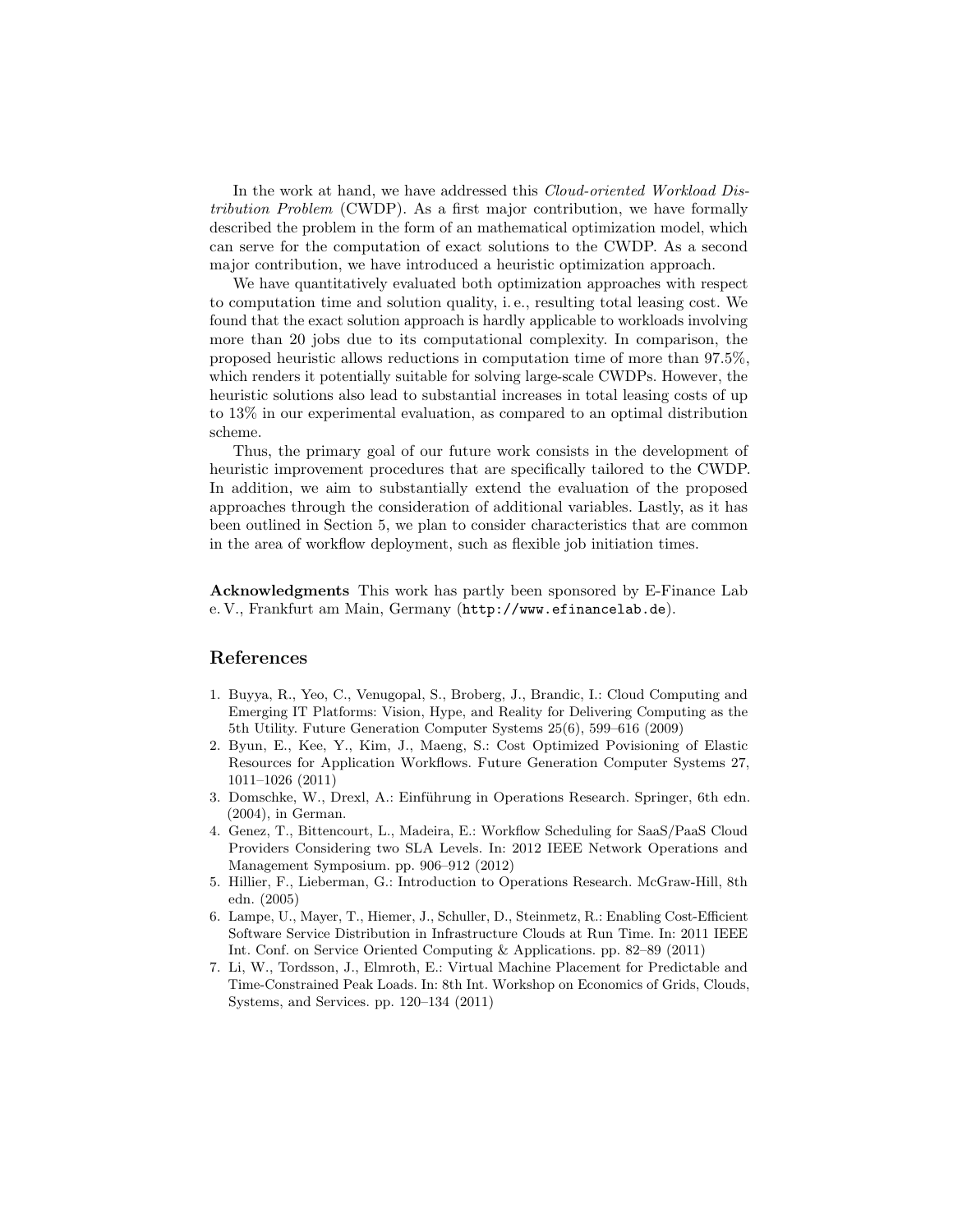In the work at hand, we have addressed this *Cloud-oriented Workload Distribution Problem* (CWDP). As a first major contribution, we have formally described the problem in the form of an mathematical optimization model, which can serve for the computation of exact solutions to the CWDP. As a second major contribution, we have introduced a heuristic optimization approach.

We have quantitatively evaluated both optimization approaches with respect to computation time and solution quality, i. e., resulting total leasing cost. We found that the exact solution approach is hardly applicable to workloads involving more than 20 jobs due to its computational complexity. In comparison, the proposed heuristic allows reductions in computation time of more than 97.5%, which renders it potentially suitable for solving large-scale CWDPs. However, the heuristic solutions also lead to substantial increases in total leasing costs of up to 13% in our experimental evaluation, as compared to an optimal distribution scheme.

Thus, the primary goal of our future work consists in the development of heuristic improvement procedures that are specifically tailored to the CWDP. In addition, we aim to substantially extend the evaluation of the proposed approaches through the consideration of additional variables. Lastly, as it has been outlined in Section 5, we plan to consider characteristics that are common in the area of workflow deployment, such as flexible job initiation times.

**Acknowledgments** This work has partly been sponsored by E-Finance Lab e. V., Frankfurt am Main, Germany (`http://www.efinancelab.de`).

## References

1. Buyya, R., Yeo, C., Venugopal, S., Broberg, J., Brandic, I.: Cloud Computing and Emerging IT Platforms: Vision, Hype, and Reality for Delivering Computing as the 5th Utility. Future Generation Computer Systems 25(6), 599–616 (2009)
2. Byun, E., Kee, Y., Kim, J., Maeng, S.: Cost Optimized Povisioning of Elastic Resources for Application Workflows. Future Generation Computer Systems 27, 1011–1026 (2011)
3. Domschke, W., Drexl, A.: Einführung in Operations Research. Springer, 6th edn. (2004), in German.
4. Genez, T., Bittencourt, L., Madeira, E.: Workflow Scheduling for SaaS/PaaS Cloud Providers Considering two SLA Levels. In: 2012 IEEE Network Operations and Management Symposium. pp. 906–912 (2012)
5. Hillier, F., Lieberman, G.: Introduction to Operations Research. McGraw-Hill, 8th edn. (2005)
6. Lampe, U., Mayer, T., Hiemer, J., Schuller, D., Steinmetz, R.: Enabling Cost-Efficient Software Service Distribution in Infrastructure Clouds at Run Time. In: 2011 IEEE Int. Conf. on Service Oriented Computing & Applications. pp. 82–89 (2011)
7. Li, W., Tordsson, J., Elmroth, E.: Virtual Machine Placement for Predictable and Time-Constrained Peak Loads. In: 8th Int. Workshop on Economics of Grids, Clouds, Systems, and Services. pp. 120–134 (2011)